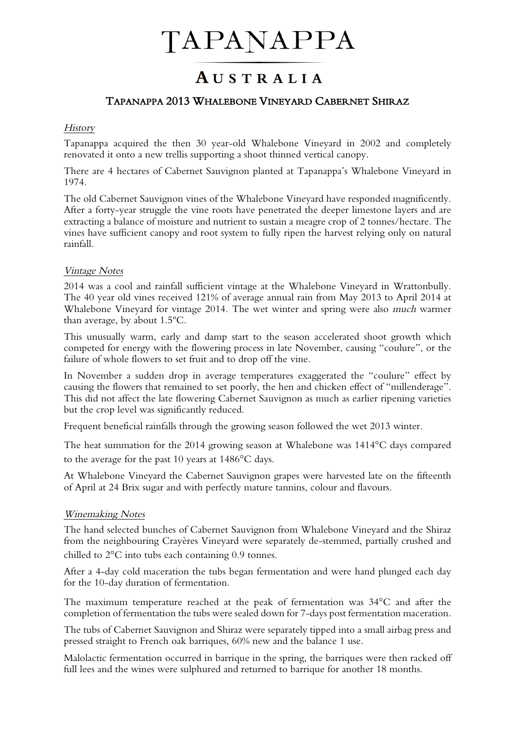# TAPANAPPA

## AUSTRALIA

### TAPANAPPA 2013 WHALEBONE VINEYARD CABERNET SHIRAZ

*History*

Tapanappa acquired the then 30 year-old Whalebone Vineyard in 2002 and completely renovated it onto a new trellis supporting a shoot thinned vertical canopy.

There are 4 hectares of Cabernet Sauvignon planted at Tapanappa's Whalebone Vineyard in 1974.

The old Cabernet Sauvignon vines of the Whalebone Vineyard have responded magnificently. After a forty-year struggle the vine roots have penetrated the deeper limestone layers and are extracting a balance of moisture and nutrient to sustain a meagre crop of 2 tonnes/hectare. The vines have sufficient canopy and root system to fully ripen the harvest relying only on natural rainfall.

*Vintage Notes*

2014 was a cool and rainfall sufficient vintage at the Whalebone Vineyard in Wrattonbully. The 40 year old vines received 121% of average annual rain from May 2013 to April 2014 at Whalebone Vineyard for vintage 2014. The wet winter and spring were also *much* warmer than average, by about 1.5°C.

This unusually warm, early and damp start to the season accelerated shoot growth which competed for energy with the flowering process in late November, causing "coulure", or the failure of whole flowers to set fruit and to drop off the vine.

In November a sudden drop in average temperatures exaggerated the "coulure" effect by causing the flowers that remained to set poorly, the hen and chicken effect of "millenderage". This did not affect the late flowering Cabernet Sauvignon as much as earlier ripening varieties but the crop level was significantly reduced.

Frequent beneficial rainfalls through the growing season followed the wet 2013 winter.

The heat summation for the 2014 growing season at Whalebone was 1414°C days compared to the average for the past 10 years at 1486°C days.

At Whalebone Vineyard the Cabernet Sauvignon grapes were harvested late on the fifteenth of April at 24 Brix sugar and with perfectly mature tannins, colour and flavours.

*Winemaking Notes*

The hand selected bunches of Cabernet Sauvignon from Whalebone Vineyard and the Shiraz from the neighbouring Crayères Vineyard were separately de-stemmed, partially crushed and chilled to 2°C into tubs each containing 0.9 tonnes.

After a 4-day cold maceration the tubs began fermentation and were hand plunged each day for the 10-day duration of fermentation.

The maximum temperature reached at the peak of fermentation was 34°C and after the completion of fermentation the tubs were sealed down for 7-days post fermentation maceration.

The tubs of Cabernet Sauvignon and Shiraz were separately tipped into a small airbag press and pressed straight to French oak barriques, 60% new and the balance 1 use.

Malolactic fermentation occurred in barrique in the spring, the barriques were then racked off full lees and the wines were sulphured and returned to barrique for another 18 months.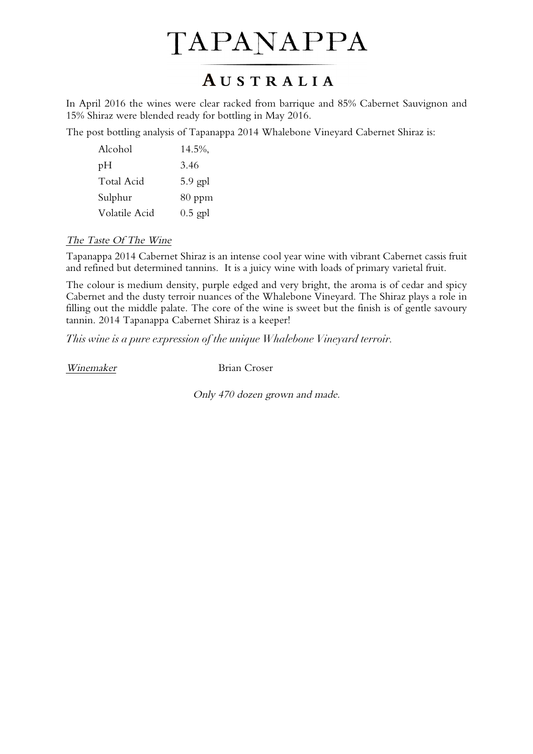# TAPANAPPA

## AUSTRALIA

In April 2016 the wines were clear racked from barrique and 85% Cabernet Sauvignon and 15% Shiraz were blended ready for bottling in May 2016.

The post bottling analysis of Tapanappa 2014 Whalebone Vineyard Cabernet Shiraz is:

| | |
|---|---|
| Alcohol | 14.5%, |
| pH | 3.46 |
| Total Acid | 5.9 gpl |
| Sulphur | 80 ppm |
| Volatile Acid | 0.5 gpl |

*The Taste Of The Wine*

Tapanappa 2014 Cabernet Shiraz is an intense cool year wine with vibrant Cabernet cassis fruit and refined but determined tannins. It is a juicy wine with loads of primary varietal fruit.

The colour is medium density, purple edged and very bright, the aroma is of cedar and spicy Cabernet and the dusty terroir nuances of the Whalebone Vineyard. The Shiraz plays a role in filling out the middle palate. The core of the wine is sweet but the finish is of gentle savoury tannin. 2014 Tapanappa Cabernet Shiraz is a keeper!

*This wine is a pure expression of the unique Whalebone Vineyard terroir.*

*Winemaker* Brian Croser

*Only 470 dozen grown and made.*